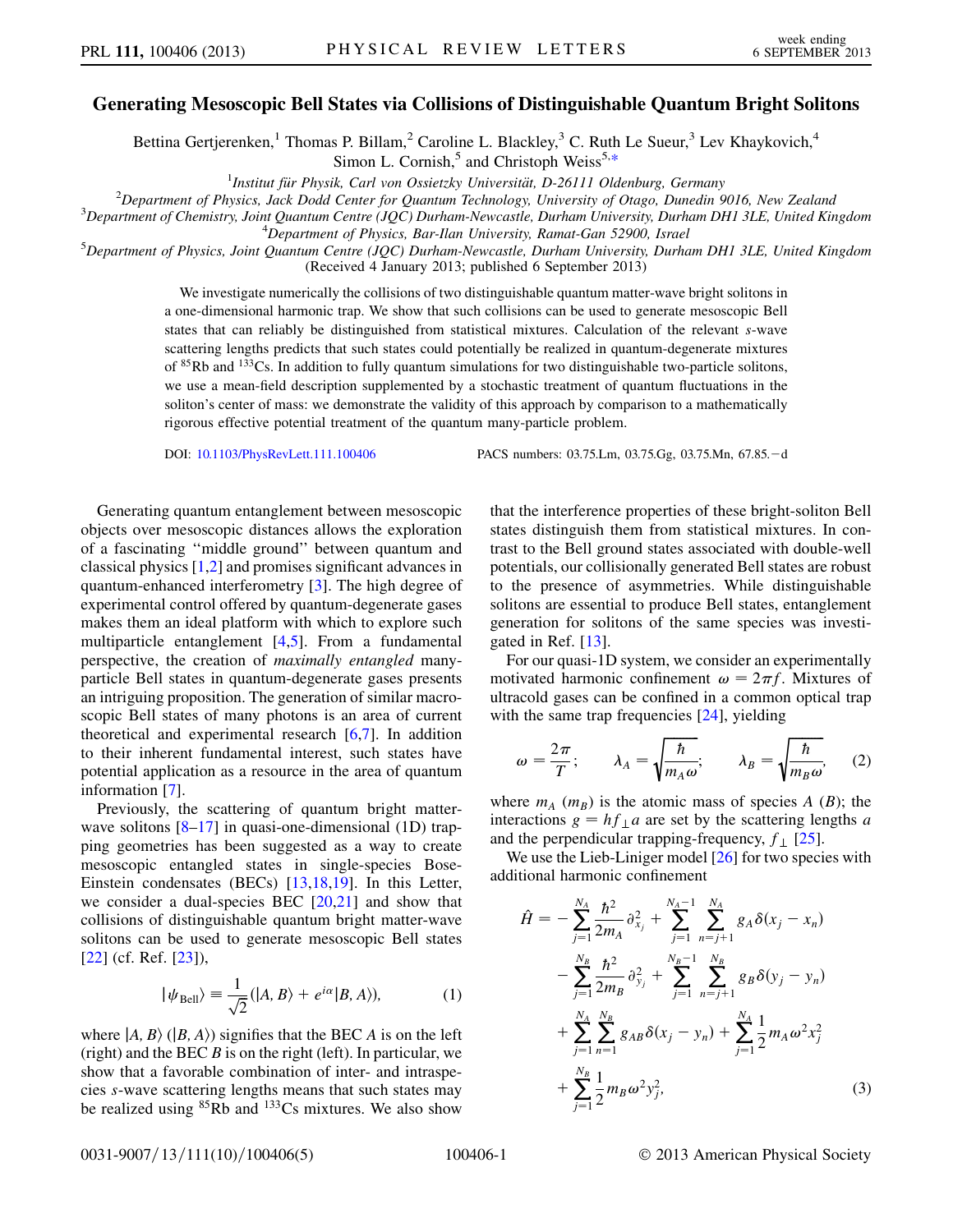# Generating Mesoscopic Bell States via Collisions of Distinguishable Quantum Bright Solitons

Bettina Gertjerenken,[1] Thomas P. Billam,[2] Caroline L. Blackley,[3] C. Ruth Le Sueur,[3] Lev Khaykovich,[4] Simon L. Cornish,[5] and Christoph Weiss[5,*]

[1]Institut für Physik, Carl von Ossietzky Universität, D-26111 Oldenburg, Germany
[2]Department of Physics, Jack Dodd Center for Quantum Technology, University of Otago, Dunedin 9016, New Zealand
[3]Department of Chemistry, Joint Quantum Centre (JQC) Durham-Newcastle, Durham University, Durham DH1 3LE, United Kingdom
[4]Department of Physics, Bar-Ilan University, Ramat-Gan 52900, Israel
[5]Department of Physics, Joint Quantum Centre (JQC) Durham-Newcastle, Durham University, Durham DH1 3LE, United Kingdom
(Received 4 January 2013; published 6 September 2013)

We investigate numerically the collisions of two distinguishable quantum matter-wave bright solitons in a one-dimensional harmonic trap. We show that such collisions can be used to generate mesoscopic Bell states that can reliably be distinguished from statistical mixtures. Calculation of the relevant $s$-wave scattering lengths predicts that such states could potentially be realized in quantum-degenerate mixtures of $^{85}$Rb and $^{133}$Cs. In addition to fully quantum simulations for two distinguishable two-particle solitons, we use a mean-field description supplemented by a stochastic treatment of quantum fluctuations in the soliton's center of mass: we demonstrate the validity of this approach by comparison to a mathematically rigorous effective potential treatment of the quantum many-particle problem.

DOI: 10.1103/PhysRevLett.111.100406 PACS numbers: 03.75.Lm, 03.75.Gg, 03.75.Mn, 67.85.−d

Generating quantum entanglement between mesoscopic objects over mesoscopic distances allows the exploration of a fascinating "middle ground" between quantum and classical physics [1,2] and promises significant advances in quantum-enhanced interferometry [3]. The high degree of experimental control offered by quantum-degenerate gases makes them an ideal platform with which to explore such multiparticle entanglement [4,5]. From a fundamental perspective, the creation of *maximally entangled* many-particle Bell states in quantum-degenerate gases presents an intriguing proposition. The generation of similar macroscopic Bell states of many photons is an area of current theoretical and experimental research [6,7]. In addition to their inherent fundamental interest, such states have potential application as a resource in the area of quantum information [7].

Previously, the scattering of quantum bright matter-wave solitons [8–17] in quasi-one-dimensional (1D) trapping geometries has been suggested as a way to create mesoscopic entangled states in single-species Bose-Einstein condensates (BECs) [13,18,19]. In this Letter, we consider a dual-species BEC [20,21] and show that collisions of distinguishable quantum bright matter-wave solitons can be used to generate mesoscopic Bell states [22] (cf. Ref. [23]),

$$|\psi_{\text{Bell}}\rangle \equiv \frac{1}{\sqrt{2}}(|A,B\rangle + e^{i\alpha}|B,A\rangle), \tag{1}$$

where $|A,B\rangle$ ($|B,A\rangle$) signifies that the BEC $A$ is on the left (right) and the BEC $B$ is on the right (left). In particular, we show that a favorable combination of inter- and intraspecies $s$-wave scattering lengths means that such states may be realized using $^{85}$Rb and $^{133}$Cs mixtures. We also show that the interference properties of these bright-soliton Bell states distinguish them from statistical mixtures. In contrast to the Bell ground states associated with double-well potentials, our collisionally generated Bell states are robust to the presence of asymmetries. While distinguishable solitons are essential to produce Bell states, entanglement generation for solitons of the same species was investigated in Ref. [13].

For our quasi-1D system, we consider an experimentally motivated harmonic confinement $\omega = 2\pi f$. Mixtures of ultracold gases can be confined in a common optical trap with the same trap frequencies [24], yielding

$$\omega = \frac{2\pi}{T}; \qquad \lambda_A = \sqrt{\frac{\hbar}{m_A\omega}}; \qquad \lambda_B = \sqrt{\frac{\hbar}{m_B\omega}}, \tag{2}$$

where $m_A$ ($m_B$) is the atomic mass of species $A$ ($B$); the interactions $g = hf_\perp a$ are set by the scattering lengths $a$ and the perpendicular trapping-frequency, $f_\perp$ [25].

We use the Lieb-Liniger model [26] for two species with additional harmonic confinement

$$\begin{aligned}\hat{H} = &-\sum_{j=1}^{N_A}\frac{\hbar^2}{2m_A}\partial_{x_j}^2 + \sum_{j=1}^{N_A-1}\sum_{n=j+1}^{N_A} g_A\delta(x_j - x_n)\\ &-\sum_{j=1}^{N_B}\frac{\hbar^2}{2m_B}\partial_{y_j}^2 + \sum_{j=1}^{N_B-1}\sum_{n=j+1}^{N_B} g_B\delta(y_j - y_n)\\ &+\sum_{j=1}^{N_A}\sum_{n=1}^{N_B} g_{AB}\delta(x_j - y_n) + \sum_{j=1}^{N_A}\frac{1}{2}m_A\omega^2 x_j^2\\ &+\sum_{j=1}^{N_B}\frac{1}{2}m_B\omega^2 y_j^2,\end{aligned} \tag{3}$$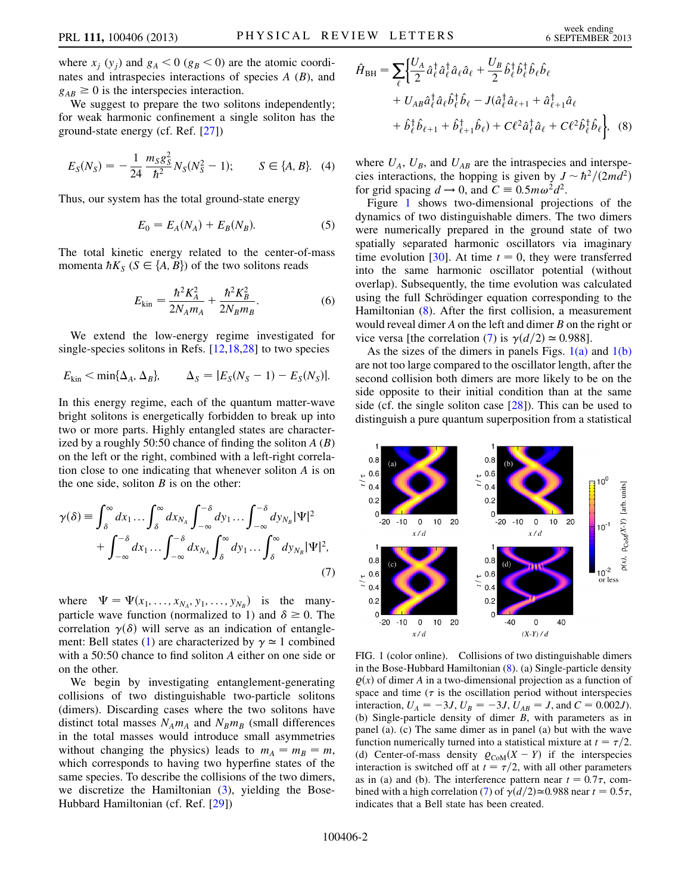where $x_j$ ($y_j$) and $g_A < 0$ ($g_B < 0$) are the atomic coordinates and intraspecies interactions of species $A$ ($B$), and $g_{AB} \geq 0$ is the interspecies interaction.

We suggest to prepare the two solitons independently; for weak harmonic confinement a single soliton has the ground-state energy (cf. Ref. [27])

$$E_S(N_S) = -\frac{1}{24}\frac{m_S g_S^2}{\hbar^2}N_S(N_S^2 - 1); \qquad S \in \{A, B\}. \quad (4)$$

Thus, our system has the total ground-state energy

$$E_0 = E_A(N_A) + E_B(N_B). \quad (5)$$

The total kinetic energy related to the center-of-mass momenta $\hbar K_S$ ($S \in \{A, B\}$) of the two solitons reads

$$E_{\mathrm{kin}} = \frac{\hbar^2 K_A^2}{2N_A m_A} + \frac{\hbar^2 K_B^2}{2N_B m_B}. \quad (6)$$

We extend the low-energy regime investigated for single-species solitons in Refs. [12,18,28] to two species

$$E_{\mathrm{kin}} < \min\{\Delta_A, \Delta_B\}, \qquad \Delta_S = |E_S(N_S - 1) - E_S(N_S)|.$$

In this energy regime, each of the quantum matter-wave bright solitons is energetically forbidden to break up into two or more parts. Highly entangled states are characterized by a roughly 50:50 chance of finding the soliton $A$ ($B$) on the left or the right, combined with a left-right correlation close to one indicating that whenever soliton $A$ is on the one side, soliton $B$ is on the other:

$$\gamma(\delta) \equiv \int_\delta^\infty dx_1 \ldots \int_\delta^\infty dx_{N_A} \int_{-\infty}^{-\delta} dy_1 \ldots \int_{-\infty}^{-\delta} dy_{N_B} |\Psi|^2 + \int_{-\infty}^{-\delta} dx_1 \ldots \int_{-\infty}^{-\delta} dx_{N_A} \int_\delta^\infty dy_1 \ldots \int_\delta^\infty dy_{N_B} |\Psi|^2, \quad (7)$$

where $\Psi = \Psi(x_1, \ldots, x_{N_A}, y_1, \ldots, y_{N_B})$ is the many-particle wave function (normalized to 1) and $\delta \geq 0$. The correlation $\gamma(\delta)$ will serve as an indication of entanglement: Bell states (1) are characterized by $\gamma \simeq 1$ combined with a 50:50 chance to find soliton $A$ either on one side or on the other.

We begin by investigating entanglement-generating collisions of two distinguishable two-particle solitons (dimers). Discarding cases where the two solitons have distinct total masses $N_A m_A$ and $N_B m_B$ (small differences in the total masses would introduce small asymmetries without changing the physics) leads to $m_A = m_B = m$, which corresponds to having two hyperfine states of the same species. To describe the collisions of the two dimers, we discretize the Hamiltonian (3), yielding the Bose-Hubbard Hamiltonian (cf. Ref. [29])

$$\hat{H}_{\mathrm{BH}} = \sum_\ell \Big\{ \frac{U_A}{2}\hat{a}_\ell^\dagger \hat{a}_\ell^\dagger \hat{a}_\ell \hat{a}_\ell + \frac{U_B}{2}\hat{b}_\ell^\dagger \hat{b}_\ell^\dagger \hat{b}_\ell \hat{b}_\ell + U_{AB}\hat{a}_\ell^\dagger \hat{a}_\ell \hat{b}_\ell^\dagger \hat{b}_\ell - J(\hat{a}_\ell^\dagger \hat{a}_{\ell+1} + \hat{a}_{\ell+1}^\dagger \hat{a}_\ell + \hat{b}_\ell^\dagger \hat{b}_{\ell+1} + \hat{b}_{\ell+1}^\dagger \hat{b}_\ell) + C\ell^2 \hat{a}_\ell^\dagger \hat{a}_\ell + C\ell^2 \hat{b}_\ell^\dagger \hat{b}_\ell \Big\}, \quad (8)$$

where $U_A$, $U_B$, and $U_{AB}$ are the intraspecies and interspecies interactions, the hopping is given by $J \sim \hbar^2/(2md^2)$ for grid spacing $d \to 0$, and $C \equiv 0.5 m\omega^2 d^2$.

Figure 1 shows two-dimensional projections of the dynamics of two distinguishable dimers. The two dimers were numerically prepared in the ground state of two spatially separated harmonic oscillators via imaginary time evolution [30]. At time $t = 0$, they were transferred into the same harmonic oscillator potential (without overlap). Subsequently, the time evolution was calculated using the full Schrödinger equation corresponding to the Hamiltonian (8). After the first collision, a measurement would reveal dimer $A$ on the left and dimer $B$ on the right or vice versa [the correlation (7) is $\gamma(d/2) \simeq 0.988$].

As the sizes of the dimers in panels Figs. 1(a) and 1(b) are not too large compared to the oscillator length, after the second collision both dimers are more likely to be on the side opposite to their initial condition than at the same side (cf. the single soliton case [28]). This can be used to distinguish a pure quantum superposition from a statistical

FIG. 1 (color online). Collisions of two distinguishable dimers in the Bose-Hubbard Hamiltonian (8). (a) Single-particle density $\varrho(x)$ of dimer $A$ in a two-dimensional projection as a function of space and time ($\tau$ is the oscillation period without interspecies interaction, $U_A = -3J$, $U_B = -3J$, $U_{AB} = J$, and $C = 0.002J$). (b) Single-particle density of dimer $B$, with parameters as in panel (a). (c) The same dimer as in panel (a) but with the wave function numerically turned into a statistical mixture at $t = \tau/2$. (d) Center-of-mass density $\varrho_{\mathrm{CoM}}(X - Y)$ if the interspecies interaction is switched off at $t = \tau/2$, with all other parameters as in (a) and (b). The interference pattern near $t = 0.7\tau$, combined with a high correlation (7) of $\gamma(d/2) \simeq 0.988$ near $t = 0.5\tau$, indicates that a Bell state has been created.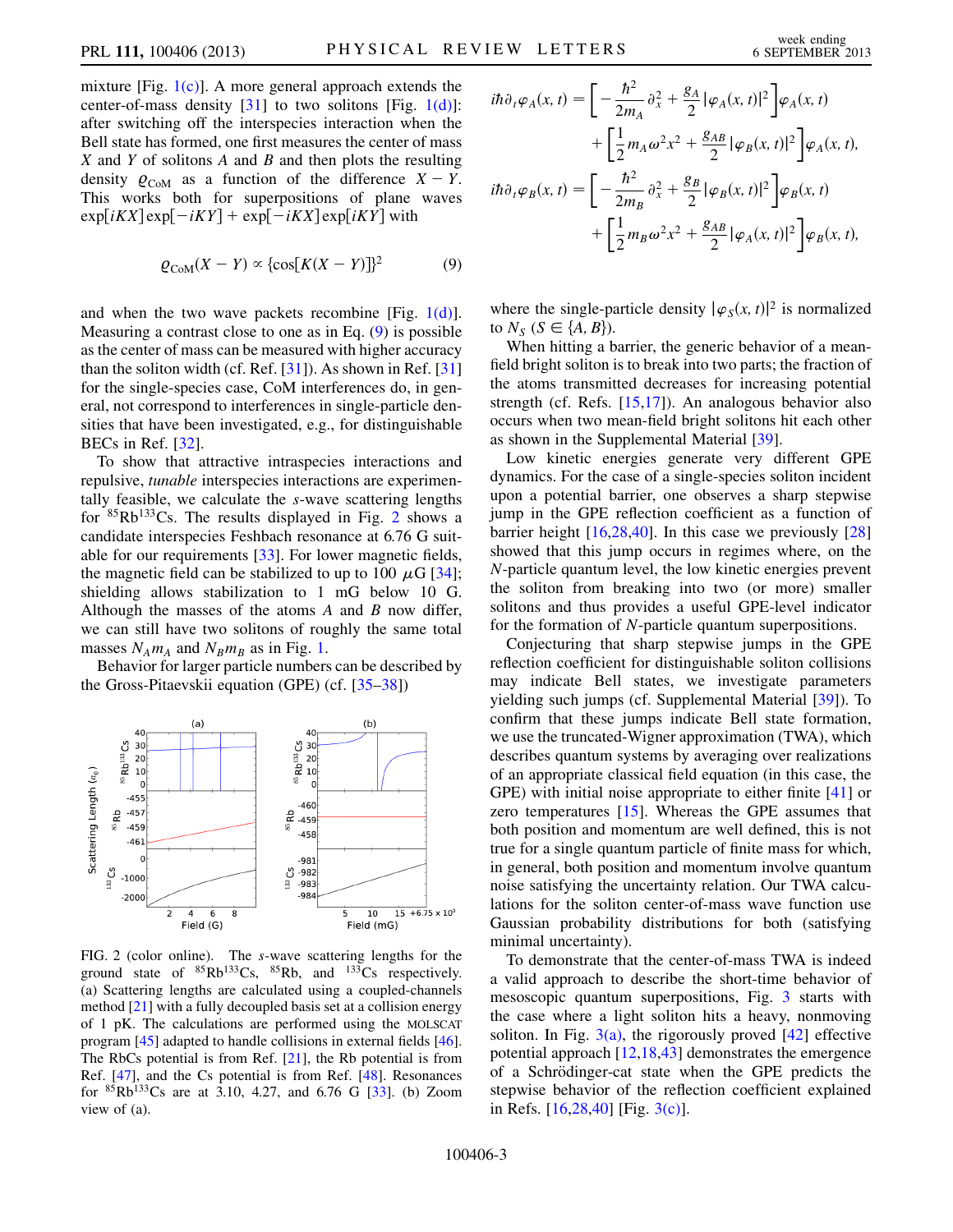mixture [Fig. 1(c)]. A more general approach extends the center-of-mass density [31] to two solitons [Fig. 1(d)]: after switching off the interspecies interaction when the Bell state has formed, one first measures the center of mass $X$ and $Y$ of solitons $A$ and $B$ and then plots the resulting density $\varrho_{\text{CoM}}$ as a function of the difference $X - Y$. This works both for superpositions of plane waves $\exp[iKX]\exp[-iKY] + \exp[-iKX]\exp[iKY]$ with

$$\varrho_{\text{CoM}}(X - Y) \propto \{\cos[K(X - Y)]\}^2 \tag{9}$$

and when the two wave packets recombine [Fig. 1(d)]. Measuring a contrast close to one as in Eq. (9) is possible as the center of mass can be measured with higher accuracy than the soliton width (cf. Ref. [31]). As shown in Ref. [31] for the single-species case, CoM interferences do, in general, not correspond to interferences in single-particle densities that have been investigated, e.g., for distinguishable BECs in Ref. [32].

To show that attractive intraspecies interactions and repulsive, *tunable* interspecies interactions are experimentally feasible, we calculate the $s$-wave scattering lengths for $^{85}$Rb$^{133}$Cs. The results displayed in Fig. 2 shows a candidate interspecies Feshbach resonance at 6.76 G suitable for our requirements [33]. For lower magnetic fields, the magnetic field can be stabilized to up to 100 $\mu$G [34]; shielding allows stabilization to 1 mG below 10 G. Although the masses of the atoms $A$ and $B$ now differ, we can still have two solitons of roughly the same total masses $N_A m_A$ and $N_B m_B$ as in Fig. 1.

Behavior for larger particle numbers can be described by the Gross-Pitaevskii equation (GPE) (cf. [35–38])

FIG. 2 (color online). The $s$-wave scattering lengths for the ground state of $^{85}$Rb$^{133}$Cs, $^{85}$Rb, and $^{133}$Cs respectively. (a) Scattering lengths are calculated using a coupled-channels method [21] with a fully decoupled basis set at a collision energy of 1 pK. The calculations are performed using the MOLSCAT program [45] adapted to handle collisions in external fields [46]. The RbCs potential is from Ref. [21], the Rb potential is from Ref. [47], and the Cs potential is from Ref. [48]. Resonances for $^{85}$Rb$^{133}$Cs are at 3.10, 4.27, and 6.76 G [33]. (b) Zoom view of (a).

$$
\begin{aligned}
i\hbar\partial_t\varphi_A(x,t) &= \left[-\frac{\hbar^2}{2m_A}\partial_x^2 + \frac{g_A}{2}|\varphi_A(x,t)|^2\right]\varphi_A(x,t) \\
&\quad + \left[\frac{1}{2}m_A\omega^2x^2 + \frac{g_{AB}}{2}|\varphi_B(x,t)|^2\right]\varphi_A(x,t), \\
i\hbar\partial_t\varphi_B(x,t) &= \left[-\frac{\hbar^2}{2m_B}\partial_x^2 + \frac{g_B}{2}|\varphi_B(x,t)|^2\right]\varphi_B(x,t) \\
&\quad + \left[\frac{1}{2}m_B\omega^2x^2 + \frac{g_{AB}}{2}|\varphi_A(x,t)|^2\right]\varphi_B(x,t),
\end{aligned}
$$

where the single-particle density $|\varphi_S(x,t)|^2$ is normalized to $N_S$ ($S \in \{A, B\}$).

When hitting a barrier, the generic behavior of a mean-field bright soliton is to break into two parts; the fraction of the atoms transmitted decreases for increasing potential strength (cf. Refs. [15,17]). An analogous behavior also occurs when two mean-field bright solitons hit each other as shown in the Supplemental Material [39].

Low kinetic energies generate very different GPE dynamics. For the case of a single-species soliton incident upon a potential barrier, one observes a sharp stepwise jump in the GPE reflection coefficient as a function of barrier height [16,28,40]. In this case we previously [28] showed that this jump occurs in regimes where, on the $N$-particle quantum level, the low kinetic energies prevent the soliton from breaking into two (or more) smaller solitons and thus provides a useful GPE-level indicator for the formation of $N$-particle quantum superpositions.

Conjecturing that sharp stepwise jumps in the GPE reflection coefficient for distinguishable soliton collisions may indicate Bell states, we investigate parameters yielding such jumps (cf. Supplemental Material [39]). To confirm that these jumps indicate Bell state formation, we use the truncated-Wigner approximation (TWA), which describes quantum systems by averaging over realizations of an appropriate classical field equation (in this case, the GPE) with initial noise appropriate to either finite [41] or zero temperatures [15]. Whereas the GPE assumes that both position and momentum are well defined, this is not true for a single quantum particle of finite mass for which, in general, both position and momentum involve quantum noise satisfying the uncertainty relation. Our TWA calculations for the soliton center-of-mass wave function use Gaussian probability distributions for both (satisfying minimal uncertainty).

To demonstrate that the center-of-mass TWA is indeed a valid approach to describe the short-time behavior of mesoscopic quantum superpositions, Fig. 3 starts with the case where a light soliton hits a heavy, nonmoving soliton. In Fig. 3(a), the rigorously proved [42] effective potential approach [12,18,43] demonstrates the emergence of a Schrödinger-cat state when the GPE predicts the stepwise behavior of the reflection coefficient explained in Refs. [16,28,40] [Fig. 3(c)].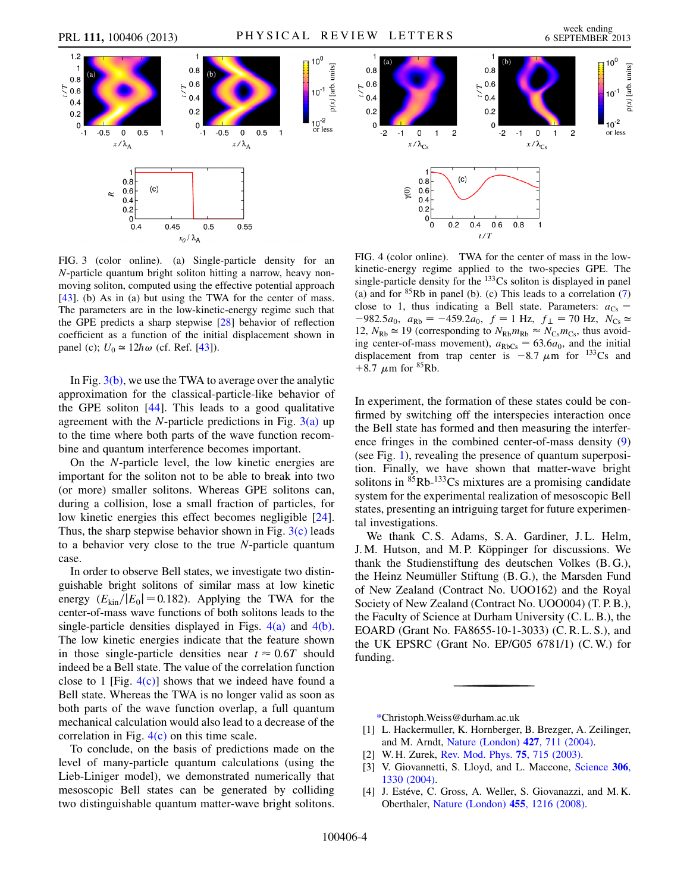FIG. 3 (color online). (a) Single-particle density for an $N$-particle quantum bright soliton hitting a narrow, heavy non-moving soliton, computed using the effective potential approach [43]. (b) As in (a) but using the TWA for the center of mass. The parameters are in the low-kinetic-energy regime such that the GPE predicts a sharp stepwise [28] behavior of reflection coefficient as a function of the initial displacement shown in panel (c); $U_0 \simeq 12\hbar\omega$ (cf. Ref. [43]).

In Fig. 3(b), we use the TWA to average over the analytic approximation for the classical-particle-like behavior of the GPE soliton [44]. This leads to a good qualitative agreement with the $N$-particle predictions in Fig. 3(a) up to the time where both parts of the wave function recombine and quantum interference becomes important.

On the $N$-particle level, the low kinetic energies are important for the soliton not to be able to break into two (or more) smaller solitons. Whereas GPE solitons can, during a collision, lose a small fraction of particles, for low kinetic energies this effect becomes negligible [24]. Thus, the sharp stepwise behavior shown in Fig. 3(c) leads to a behavior very close to the true $N$-particle quantum case.

In order to observe Bell states, we investigate two distinguishable bright solitons of similar mass at low kinetic energy ($E_{\rm kin}/|E_0| = 0.182$). Applying the TWA for the center-of-mass wave functions of both solitons leads to the single-particle densities displayed in Figs. 4(a) and 4(b). The low kinetic energies indicate that the feature shown in those single-particle densities near $t \approx 0.6T$ should indeed be a Bell state. The value of the correlation function close to 1 [Fig. 4(c)] shows that we indeed have found a Bell state. Whereas the TWA is no longer valid as soon as both parts of the wave function overlap, a full quantum mechanical calculation would also lead to a decrease of the correlation in Fig. 4(c) on this time scale.

To conclude, on the basis of predictions made on the level of many-particle quantum calculations (using the Lieb-Liniger model), we demonstrated numerically that mesoscopic Bell states can be generated by colliding two distinguishable quantum matter-wave bright solitons.

FIG. 4 (color online). TWA for the center of mass in the low-kinetic-energy regime applied to the two-species GPE. The single-particle density for the $^{133}$Cs soliton is displayed in panel (a) and for $^{85}$Rb in panel (b). (c) This leads to a correlation (7) close to 1, thus indicating a Bell state. Parameters: $a_{\rm Cs} = -982.5a_0$, $a_{\rm Rb} = -459.2a_0$, $f = 1$ Hz, $f_\perp = 70$ Hz, $N_{\rm Cs} \simeq 12$, $N_{\rm Rb} \simeq 19$ (corresponding to $N_{\rm Rb}m_{\rm Rb} \approx N_{\rm Cs}m_{\rm Cs}$, thus avoiding center-of-mass movement), $a_{\rm RbCs} = 63.6a_0$, and the initial displacement from trap center is $-8.7$ $\mu$m for $^{133}$Cs and $+8.7$ $\mu$m for $^{85}$Rb.

In experiment, the formation of these states could be confirmed by switching off the interspecies interaction once the Bell state has formed and then measuring the interference fringes in the combined center-of-mass density (9) (see Fig. 1), revealing the presence of quantum superposition. Finally, we have shown that matter-wave bright solitons in $^{85}$Rb-$^{133}$Cs mixtures are a promising candidate system for the experimental realization of mesoscopic Bell states, presenting an intriguing target for future experimental investigations.

We thank C. S. Adams, S. A. Gardiner, J. L. Helm, J. M. Hutson, and M. P. Köppinger for discussions. We thank the Studienstiftung des deutschen Volkes (B. G.), the Heinz Neumüller Stiftung (B. G.), the Marsden Fund of New Zealand (Contract No. UOO162) and the Royal Society of New Zealand (Contract No. UOO004) (T. P. B.), the Faculty of Science at Durham University (C. L. B.), the EOARD (Grant No. FA8655-10-1-3033) (C. R. L. S.), and the UK EPSRC (Grant No. EP/G05 6781/1) (C. W.) for funding.

*Christoph.Weiss@durham.ac.uk

[1] L. Hackermuller, K. Hornberger, B. Brezger, A. Zeilinger, and M. Arndt, Nature (London) **427**, 711 (2004).
[2] W. H. Zurek, Rev. Mod. Phys. **75**, 715 (2003).
[3] V. Giovannetti, S. Lloyd, and L. Maccone, Science **306**, 1330 (2004).
[4] J. Estéve, C. Gross, A. Weller, S. Giovanazzi, and M. K. Oberthaler, Nature (London) **455**, 1216 (2008).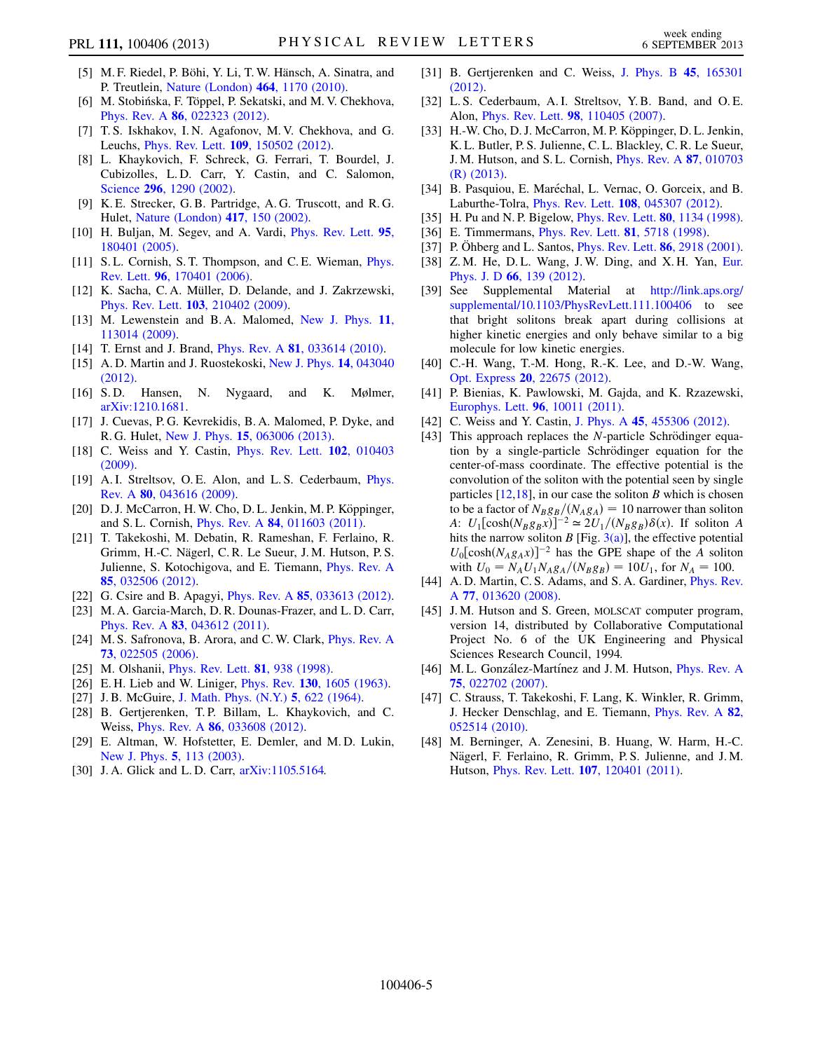[5] M. F. Riedel, P. Böhi, Y. Li, T. W. Hänsch, A. Sinatra, and P. Treutlein, Nature (London) **464**, 1170 (2010).

[6] M. Stobińska, F. Töppel, P. Sekatski, and M. V. Chekhova, Phys. Rev. A **86**, 022323 (2012).

[7] T. S. Iskhakov, I. N. Agafonov, M. V. Chekhova, and G. Leuchs, Phys. Rev. Lett. **109**, 150502 (2012).

[8] L. Khaykovich, F. Schreck, G. Ferrari, T. Bourdel, J. Cubizolles, L. D. Carr, Y. Castin, and C. Salomon, Science **296**, 1290 (2002).

[9] K. E. Strecker, G. B. Partridge, A. G. Truscott, and R. G. Hulet, Nature (London) **417**, 150 (2002).

[10] H. Buljan, M. Segev, and A. Vardi, Phys. Rev. Lett. **95**, 180401 (2005).

[11] S. L. Cornish, S. T. Thompson, and C. E. Wieman, Phys. Rev. Lett. **96**, 170401 (2006).

[12] K. Sacha, C. A. Müller, D. Delande, and J. Zakrzewski, Phys. Rev. Lett. **103**, 210402 (2009).

[13] M. Lewenstein and B. A. Malomed, New J. Phys. **11**, 113014 (2009).

[14] T. Ernst and J. Brand, Phys. Rev. A **81**, 033614 (2010).

[15] A. D. Martin and J. Ruostekoski, New J. Phys. **14**, 043040 (2012).

[16] S. D. Hansen, N. Nygaard, and K. Mølmer, arXiv:1210.1681.

[17] J. Cuevas, P. G. Kevrekidis, B. A. Malomed, P. Dyke, and R. G. Hulet, New J. Phys. **15**, 063006 (2013).

[18] C. Weiss and Y. Castin, Phys. Rev. Lett. **102**, 010403 (2009).

[19] A. I. Streltsov, O. E. Alon, and L. S. Cederbaum, Phys. Rev. A **80**, 043616 (2009).

[20] D. J. McCarron, H. W. Cho, D. L. Jenkin, M. P. Köppinger, and S. L. Cornish, Phys. Rev. A **84**, 011603 (2011).

[21] T. Takekoshi, M. Debatin, R. Rameshan, F. Ferlaino, R. Grimm, H.-C. Nägerl, C. R. Le Sueur, J. M. Hutson, P. S. Julienne, S. Kotochigova, and E. Tiemann, Phys. Rev. A **85**, 032506 (2012).

[22] G. Csire and B. Apagyi, Phys. Rev. A **85**, 033613 (2012).

[23] M. A. Garcia-March, D. R. Dounas-Frazer, and L. D. Carr, Phys. Rev. A **83**, 043612 (2011).

[24] M. S. Safronova, B. Arora, and C. W. Clark, Phys. Rev. A **73**, 022505 (2006).

[25] M. Olshanii, Phys. Rev. Lett. **81**, 938 (1998).

[26] E. H. Lieb and W. Liniger, Phys. Rev. **130**, 1605 (1963).

[27] J. B. McGuire, J. Math. Phys. (N.Y.) **5**, 622 (1964).

[28] B. Gertjerenken, T. P. Billam, L. Khaykovich, and C. Weiss, Phys. Rev. A **86**, 033608 (2012).

[29] E. Altman, W. Hofstetter, E. Demler, and M. D. Lukin, New J. Phys. **5**, 113 (2003).

[30] J. A. Glick and L. D. Carr, arXiv:1105.5164.

[31] B. Gertjerenken and C. Weiss, J. Phys. B **45**, 165301 (2012).

[32] L. S. Cederbaum, A. I. Streltsov, Y. B. Band, and O. E. Alon, Phys. Rev. Lett. **98**, 110405 (2007).

[33] H.-W. Cho, D. J. McCarron, M. P. Köppinger, D. L. Jenkin, K. L. Butler, P. S. Julienne, C. L. Blackley, C. R. Le Sueur, J. M. Hutson, and S. L. Cornish, Phys. Rev. A **87**, 010703 (R) (2013).

[34] B. Pasquiou, E. Maréchal, L. Vernac, O. Gorceix, and B. Laburthe-Tolra, Phys. Rev. Lett. **108**, 045307 (2012).

[35] H. Pu and N. P. Bigelow, Phys. Rev. Lett. **80**, 1134 (1998).

[36] E. Timmermans, Phys. Rev. Lett. **81**, 5718 (1998).

[37] P. Öhberg and L. Santos, Phys. Rev. Lett. **86**, 2918 (2001).

[38] Z. M. He, D. L. Wang, J. W. Ding, and X. H. Yan, Eur. Phys. J. D **66**, 139 (2012).

[39] See Supplemental Material at http://link.aps.org/supplemental/10.1103/PhysRevLett.111.100406 to see that bright solitons break apart during collisions at higher kinetic energies and only behave similar to a big molecule for low kinetic energies.

[40] C.-H. Wang, T.-M. Hong, R.-K. Lee, and D.-W. Wang, Opt. Express **20**, 22675 (2012).

[41] P. Bienias, K. Pawlowski, M. Gajda, and K. Rzazewski, Europhys. Lett. **96**, 10011 (2011).

[42] C. Weiss and Y. Castin, J. Phys. A **45**, 455306 (2012).

[43] This approach replaces the $N$-particle Schrödinger equation by a single-particle Schrödinger equation for the center-of-mass coordinate. The effective potential is the convolution of the soliton with the potential seen by single particles [12,18], in our case the soliton $B$ which is chosen to be a factor of $N_B g_B/(N_A g_A) = 10$ narrower than soliton $A$: $U_1[\cosh(N_B g_B x)]^{-2} \simeq 2U_1/(N_B g_B)\delta(x)$. If soliton $A$ hits the narrow soliton $B$ [Fig. 3(a)], the effective potential $U_0[\cosh(N_A g_A x)]^{-2}$ has the GPE shape of the $A$ soliton with $U_0 = N_A U_1 N_A g_A/(N_B g_B) = 10U_1$, for $N_A = 100$.

[44] A. D. Martin, C. S. Adams, and S. A. Gardiner, Phys. Rev. A **77**, 013620 (2008).

[45] J. M. Hutson and S. Green, MOLSCAT computer program, version 14, distributed by Collaborative Computational Project No. 6 of the UK Engineering and Physical Sciences Research Council, 1994.

[46] M. L. González-Martínez and J. M. Hutson, Phys. Rev. A **75**, 022702 (2007).

[47] C. Strauss, T. Takekoshi, F. Lang, K. Winkler, R. Grimm, J. Hecker Denschlag, and E. Tiemann, Phys. Rev. A **82**, 052514 (2010).

[48] M. Berninger, A. Zenesini, B. Huang, W. Harm, H.-C. Nägerl, F. Ferlaino, R. Grimm, P. S. Julienne, and J. M. Hutson, Phys. Rev. Lett. **107**, 120401 (2011).